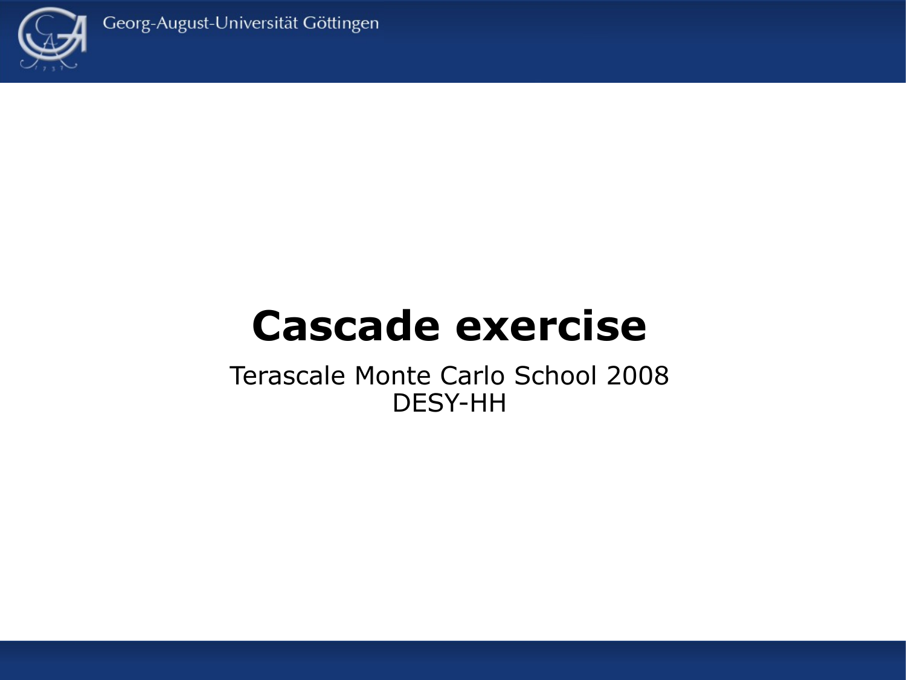# Cascade exercise

Terascale Monte Carlo School 2008
DESY-HH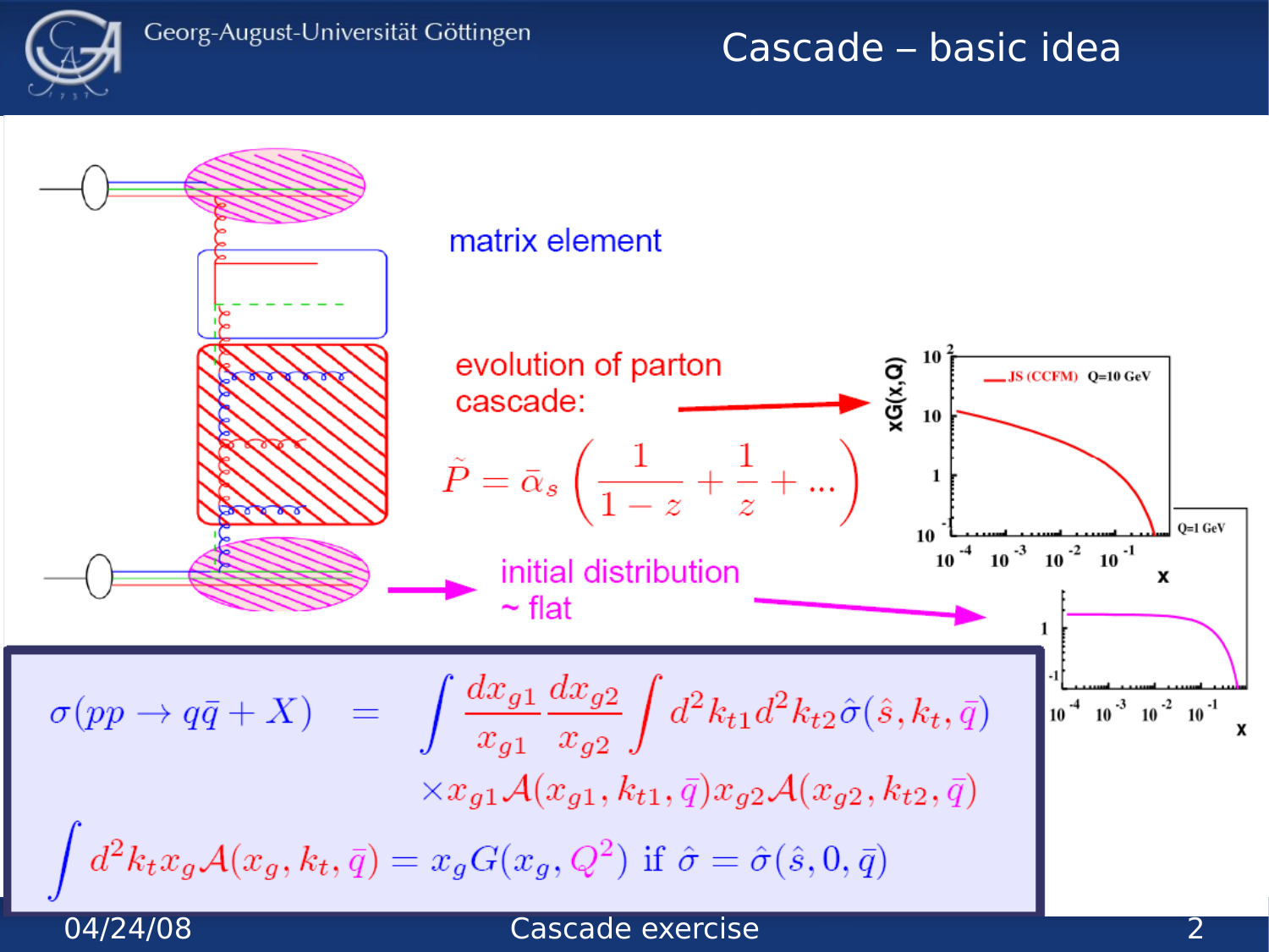# Cascade – basic idea

matrix element

evolution of parton cascade:

$$\tilde{P} = \bar{\alpha}_s \left( \frac{1}{1-z} + \frac{1}{z} + ... \right)$$

initial distribution ~ flat

$$\sigma(pp \to q\bar{q} + X) = \int \frac{dx_{g1}}{x_{g1}} \frac{dx_{g2}}{x_{g2}} \int d^2k_{t1} d^2k_{t2} \hat{\sigma}(\hat{s}, k_t, \bar{q}) \times x_{g1} \mathcal{A}(x_{g1}, k_{t1}, \bar{q}) x_{g2} \mathcal{A}(x_{g2}, k_{t2}, \bar{q})$$

$$\int d^2 k_t x_g \mathcal{A}(x_g, k_t, \bar{q}) = x_g G(x_g, Q^2) \text{ if } \hat{\sigma} = \hat{\sigma}(\hat{s}, 0, \bar{q})$$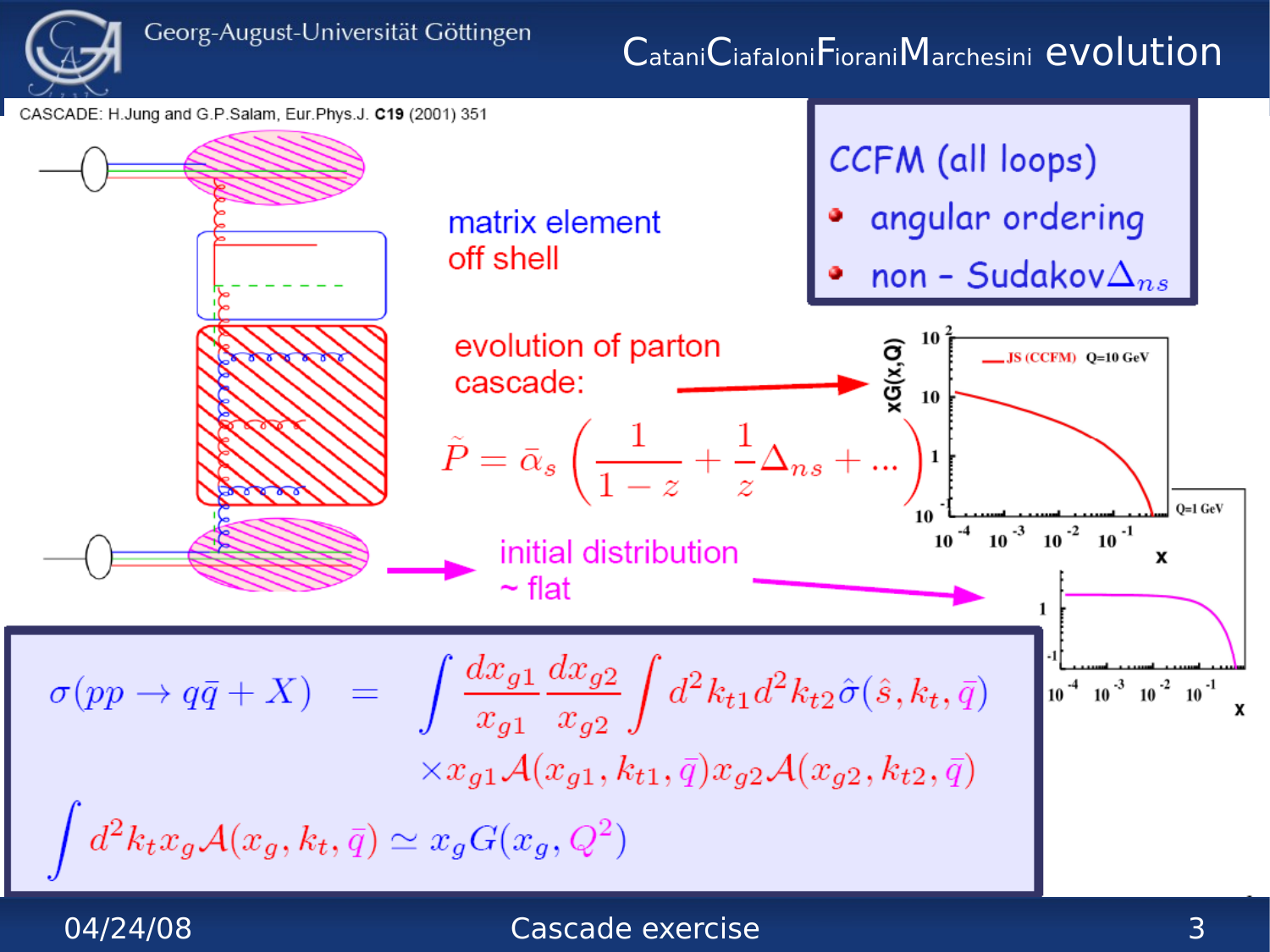# CataniCiafaloniFioraniMarchesini evolution

CASCADE: H.Jung and G.P.Salam, Eur.Phys.J. **C19** (2001) 351

matrix element off shell

evolution of parton cascade:

$$\tilde{P} = \bar{\alpha}_s \left( \frac{1}{1-z} + \frac{1}{z}\Delta_{ns} + \ldots \right)$$

initial distribution ~ flat

**CCFM (all loops)**

- angular ordering
- non - Sudakov$\Delta_{ns}$

$$\sigma(pp \to q\bar{q} + X) = \int \frac{dx_{g1}}{x_{g1}} \frac{dx_{g2}}{x_{g2}} \int d^2k_{t1} d^2k_{t2} \hat{\sigma}(\hat{s}, k_t, \bar{q})$$
$$\times x_{g1}\mathcal{A}(x_{g1}, k_{t1}, \bar{q}) x_{g2}\mathcal{A}(x_{g2}, k_{t2}, \bar{q})$$

$$\int d^2k_t x_g \mathcal{A}(x_g, k_t, \bar{q}) \simeq x_g G(x_g, Q^2)$$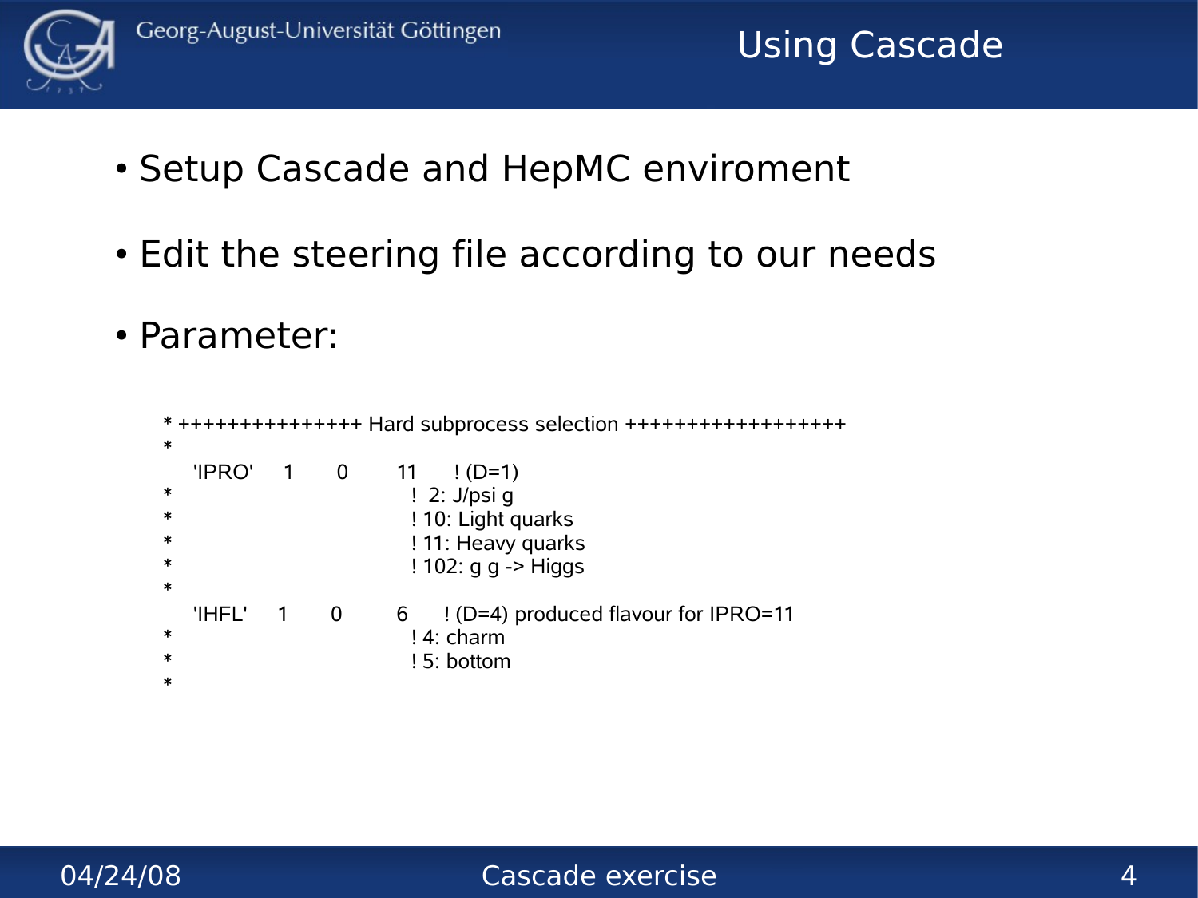# Using Cascade

- Setup Cascade and HepMC enviroment
- Edit the steering file according to our needs
- Parameter:

```
* +++++++++++++++ Hard subprocess selection ++++++++++++++++++
*
    'IPRO'    1     0      11     ! (D=1)
*                             !  2: J/psi g
*                             ! 10: Light quarks
*                             ! 11: Heavy quarks
*                             ! 102: g g -> Higgs
*
    'IHFL'    1     0      6     ! (D=4) produced flavour for IPRO=11
*                             ! 4: charm
*                             ! 5: bottom
*
```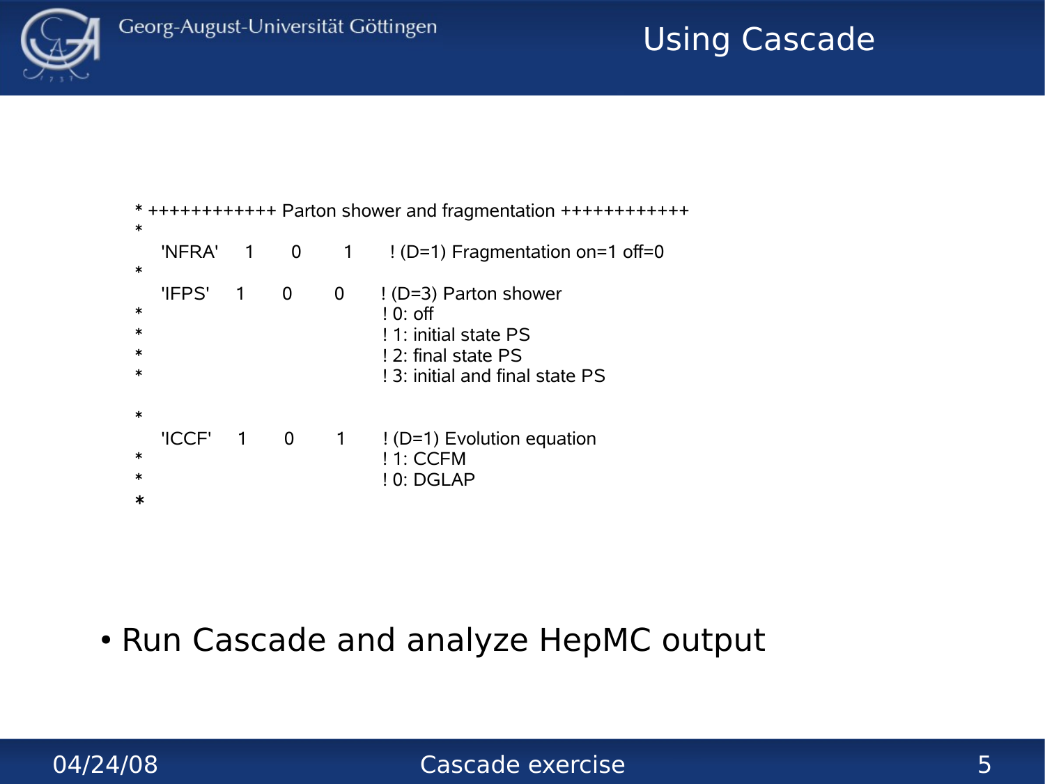# Using Cascade

```
* ++++++++++++ Parton shower and fragmentation ++++++++++++
*
   'NFRA'    1      0      1      ! (D=1) Fragmentation on=1 off=0
*
   'IFPS'    1      0      0      ! (D=3) Parton shower
*                                 ! 0: off
*                                 ! 1: initial state PS
*                                 ! 2: final state PS
*                                 ! 3: initial and final state PS

*
   'ICCF'    1      0      1      ! (D=1) Evolution equation
*                                 ! 1: CCFM
*                                 ! 0: DGLAP
*
```

- Run Cascade and analyze HepMC output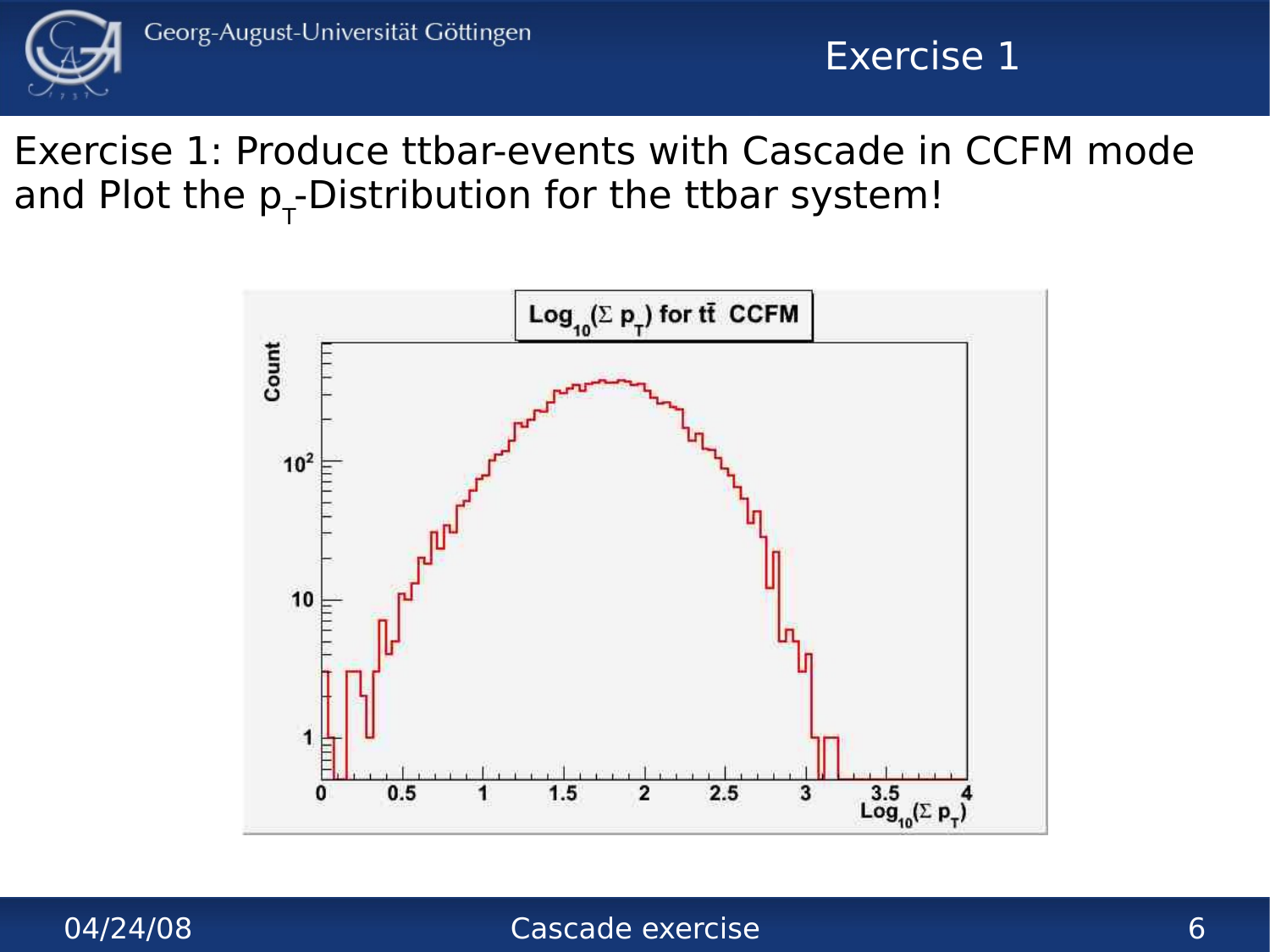# Exercise 1

Exercise 1: Produce ttbar-events with Cascade in CCFM mode and Plot the $p_T$-Distribution for the ttbar system!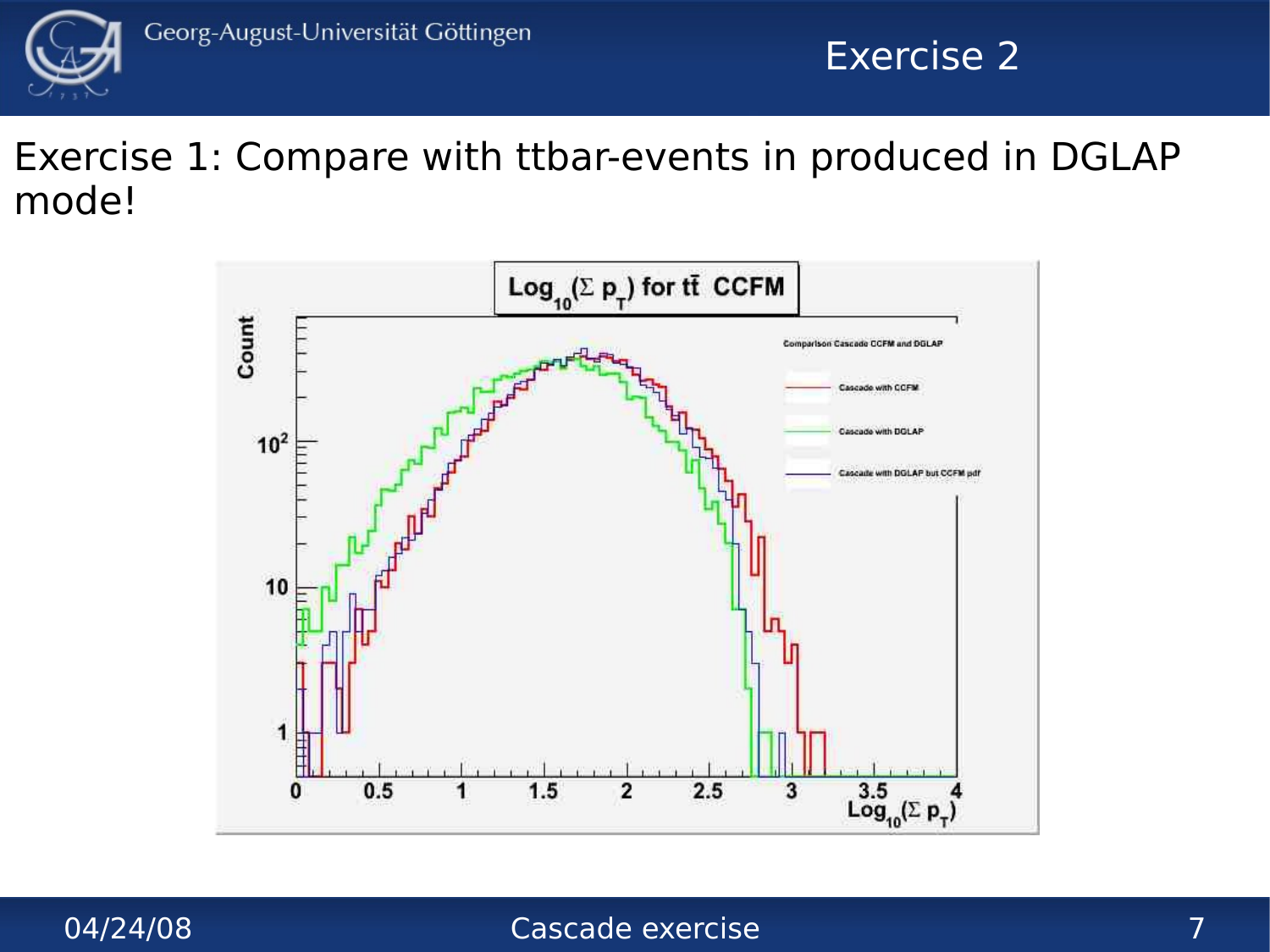# Exercise 2

Exercise 1: Compare with ttbar-events in produced in DGLAP mode!

$\text{Log}_{10}(\Sigma\, p_T)$ for $t\bar{t}$ CCFM

Count

$10^2$

10

1

0

0.5

1

1.5

2

2.5

3

3.5

4

$\text{Log}_{10}(\Sigma\, p_T)$

Comparison Cascade CCFM and DGLAP

Cascade with CCFM

Cascade with DGLAP

Cascade with DGLAP but CCFM pdf